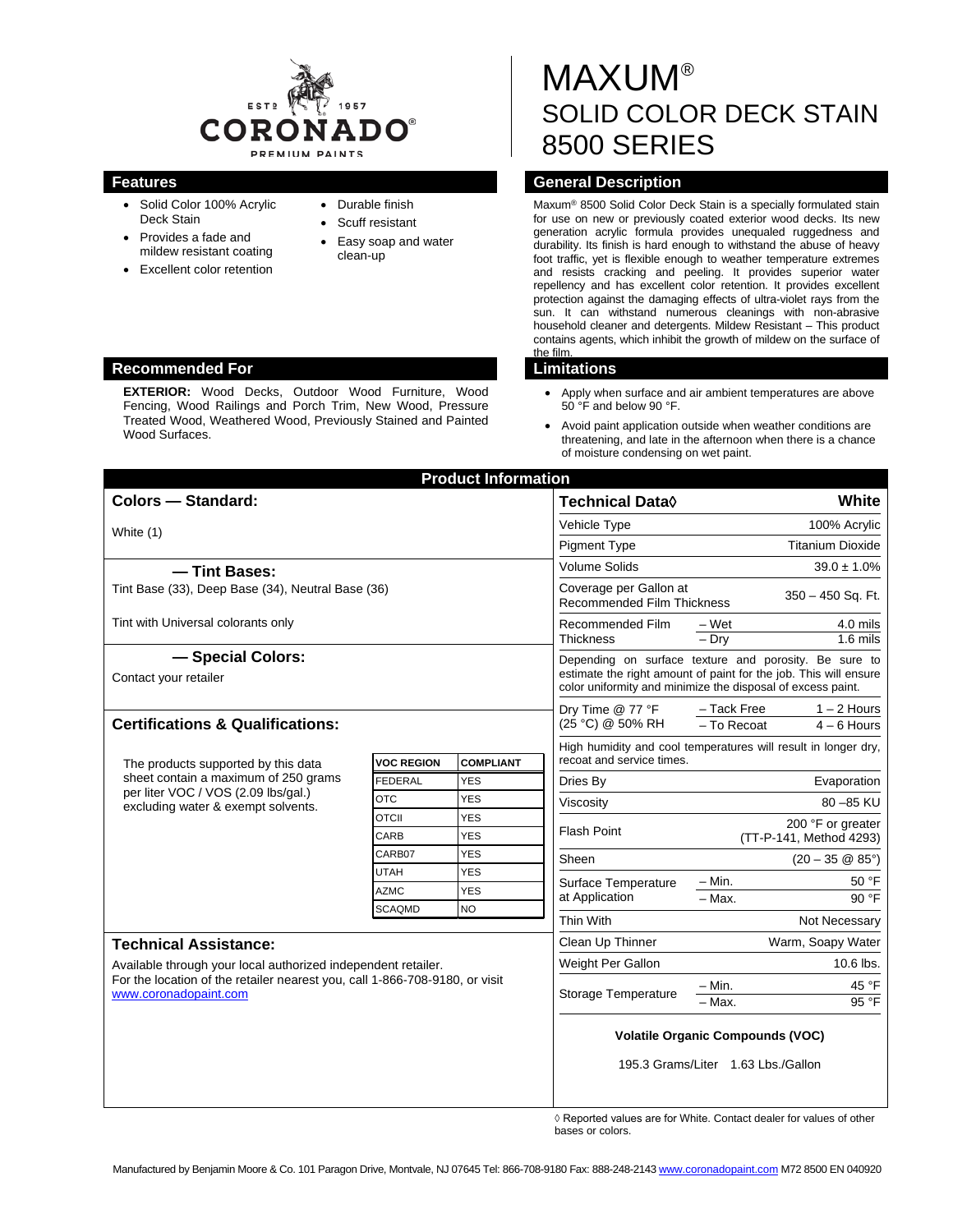CORONADO® PREMIUM PAINTS — ESTD 1957

# MAXUM®

## SOLID COLOR DECK STAIN 8500 SERIES

## Features

- Solid Color 100% Acrylic Deck Stain
- Provides a fade and mildew resistant coating
- Excellent color retention
- Durable finish
- Scuff resistant
- Easy soap and water clean-up

## General Description

Maxum® 8500 Solid Color Deck Stain is a specially formulated stain for use on new or previously coated exterior wood decks. Its new generation acrylic formula provides unequaled ruggedness and durability. Its finish is hard enough to withstand the abuse of heavy foot traffic, yet is flexible enough to weather temperature extremes and resists cracking and peeling. It provides superior water repellency and has excellent color retention. It provides excellent protection against the damaging effects of ultra-violet rays from the sun. It can withstand numerous cleanings with non-abrasive household cleaner and detergents. Mildew Resistant – This product contains agents, which inhibit the growth of mildew on the surface of the film.

## Recommended For

**EXTERIOR:** Wood Decks, Outdoor Wood Furniture, Wood Fencing, Wood Railings and Porch Trim, New Wood, Pressure Treated Wood, Weathered Wood, Previously Stained and Painted Wood Surfaces.

## Limitations

- Apply when surface and air ambient temperatures are above 50 °F and below 90 °F.
- Avoid paint application outside when weather conditions are threatening, and late in the afternoon when there is a chance of moisture condensing on wet paint.

## Product Information

### Colors — Standard:

White (1)

### — Tint Bases:

Tint Base (33), Deep Base (34), Neutral Base (36)

Tint with Universal colorants only

### — Special Colors:

Contact your retailer

### Certifications & Qualifications:

The products supported by this data sheet contain a maximum of 250 grams per liter VOC / VOS (2.09 lbs/gal.) excluding water & exempt solvents.

| VOC REGION | COMPLIANT |
|---|---|
| FEDERAL | YES |
| OTC | YES |
| OTCII | YES |
| CARB | YES |
| CARB07 | YES |
| UTAH | YES |
| AZMC | YES |
| SCAQMD | NO |

### Technical Assistance:

Available through your local authorized independent retailer. For the location of the retailer nearest you, call 1-866-708-9180, or visit www.coronadopaint.com

| Technical Data◊ | | White |
|---|---|---|
| Vehicle Type | | 100% Acrylic |
| Pigment Type | | Titanium Dioxide |
| Volume Solids | | 39.0 ± 1.0% |
| Coverage per Gallon at Recommended Film Thickness | | 350 – 450 Sq. Ft. |
| Recommended Film Thickness | – Wet | 4.0 mils |
| | – Dry | 1.6 mils |
| Depending on surface texture and porosity. Be sure to estimate the right amount of paint for the job. This will ensure color uniformity and minimize the disposal of excess paint. | | |
| Dry Time @ 77 °F (25 °C) @ 50% RH | – Tack Free | 1 – 2 Hours |
| | – To Recoat | 4 – 6 Hours |
| High humidity and cool temperatures will result in longer dry, recoat and service times. | | |
| Dries By | | Evaporation |
| Viscosity | | 80 –85 KU |
| Flash Point | | 200 °F or greater (TT-P-141, Method 4293) |
| Sheen | | (20 – 35 @ 85°) |
| Surface Temperature at Application | – Min. | 50 °F |
| | – Max. | 90 °F |
| Thin With | | Not Necessary |
| Clean Up Thinner | | Warm, Soapy Water |
| Weight Per Gallon | | 10.6 lbs. |
| Storage Temperature | – Min. | 45 °F |
| | – Max. | 95 °F |

**Volatile Organic Compounds (VOC)**

195.3 Grams/Liter 1.63 Lbs./Gallon

◊ Reported values are for White. Contact dealer for values of other bases or colors.

Manufactured by Benjamin Moore & Co. 101 Paragon Drive, Montvale, NJ 07645 Tel: 866-708-9180 Fax: 888-248-2143 www.coronadopaint.com M72 8500 EN 040920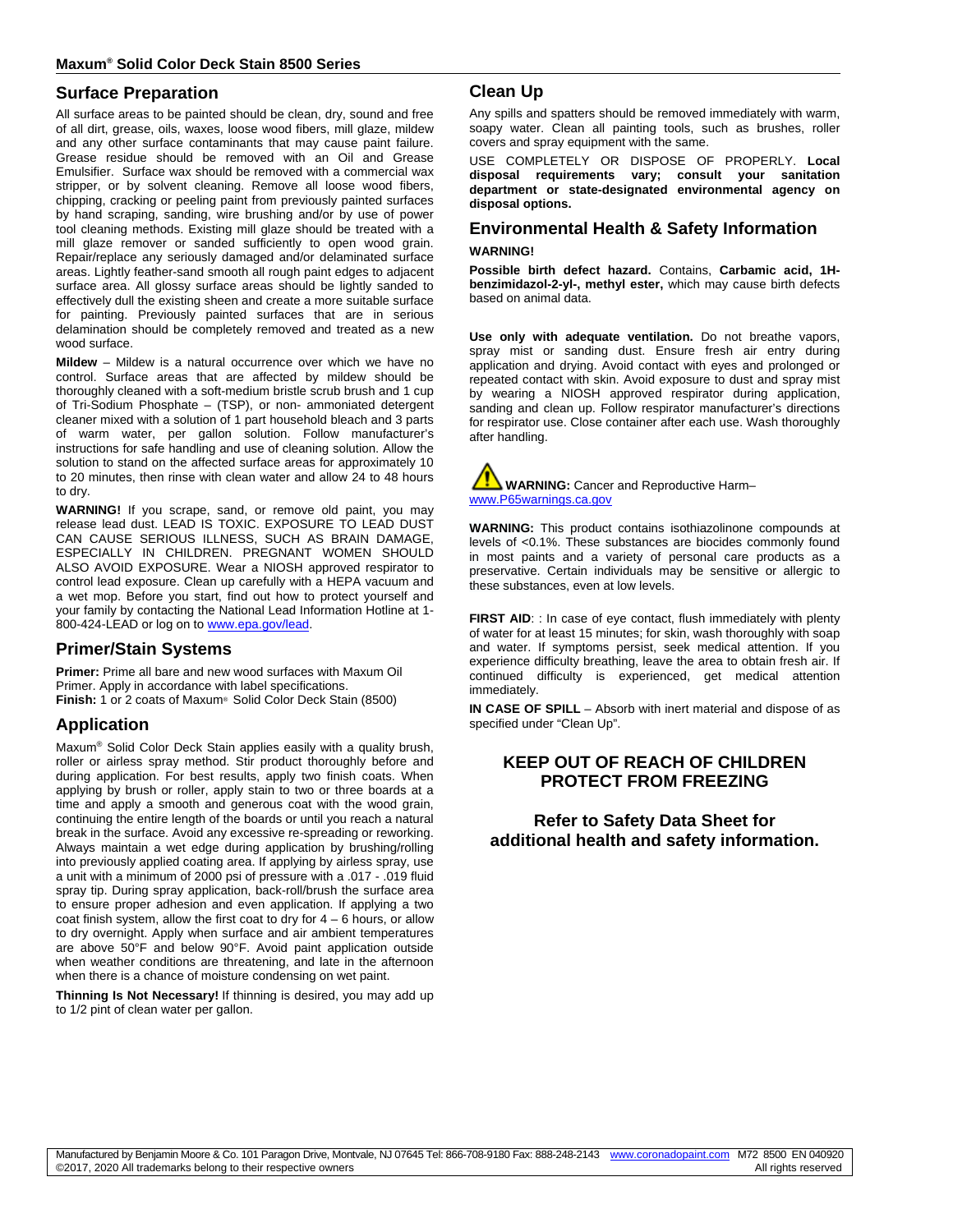## Surface Preparation

All surface areas to be painted should be clean, dry, sound and free of all dirt, grease, oils, waxes, loose wood fibers, mill glaze, mildew and any other surface contaminants that may cause paint failure. Grease residue should be removed with an Oil and Grease Emulsifier. Surface wax should be removed with a commercial wax stripper, or by solvent cleaning. Remove all loose wood fibers, chipping, cracking or peeling paint from previously painted surfaces by hand scraping, sanding, wire brushing and/or by use of power tool cleaning methods. Existing mill glaze should be treated with a mill glaze remover or sanded sufficiently to open wood grain. Repair/replace any seriously damaged and/or delaminated surface areas. Lightly feather-sand smooth all rough paint edges to adjacent surface area. All glossy surface areas should be lightly sanded to effectively dull the existing sheen and create a more suitable surface for painting. Previously painted surfaces that are in serious delamination should be completely removed and treated as a new wood surface.

**Mildew** – Mildew is a natural occurrence over which we have no control. Surface areas that are affected by mildew should be thoroughly cleaned with a soft-medium bristle scrub brush and 1 cup of Tri-Sodium Phosphate – (TSP), or non- ammoniated detergent cleaner mixed with a solution of 1 part household bleach and 3 parts of warm water, per gallon solution. Follow manufacturer's instructions for safe handling and use of cleaning solution. Allow the solution to stand on the affected surface areas for approximately 10 to 20 minutes, then rinse with clean water and allow 24 to 48 hours to dry.

**WARNING!** If you scrape, sand, or remove old paint, you may release lead dust. LEAD IS TOXIC. EXPOSURE TO LEAD DUST CAN CAUSE SERIOUS ILLNESS, SUCH AS BRAIN DAMAGE, ESPECIALLY IN CHILDREN. PREGNANT WOMEN SHOULD ALSO AVOID EXPOSURE. Wear a NIOSH approved respirator to control lead exposure. Clean up carefully with a HEPA vacuum and a wet mop. Before you start, find out how to protect yourself and your family by contacting the National Lead Information Hotline at 1-800-424-LEAD or log on to www.epa.gov/lead.

## Primer/Stain Systems

**Primer:** Prime all bare and new wood surfaces with Maxum Oil Primer. Apply in accordance with label specifications.
**Finish:** 1 or 2 coats of Maxum® Solid Color Deck Stain (8500)

## Application

Maxum® Solid Color Deck Stain applies easily with a quality brush, roller or airless spray method. Stir product thoroughly before and during application. For best results, apply two finish coats. When applying by brush or roller, apply stain to two or three boards at a time and apply a smooth and generous coat with the wood grain, continuing the entire length of the boards or until you reach a natural break in the surface. Avoid any excessive re-spreading or reworking. Always maintain a wet edge during application by brushing/rolling into previously applied coating area. If applying by airless spray, use a unit with a minimum of 2000 psi of pressure with a .017 - .019 fluid spray tip. During spray application, back-roll/brush the surface area to ensure proper adhesion and even application. If applying a two coat finish system, allow the first coat to dry for 4 – 6 hours, or allow to dry overnight. Apply when surface and air ambient temperatures are above 50°F and below 90°F. Avoid paint application outside when weather conditions are threatening, and late in the afternoon when there is a chance of moisture condensing on wet paint.

**Thinning Is Not Necessary!** If thinning is desired, you may add up to 1/2 pint of clean water per gallon.

## Clean Up

Any spills and spatters should be removed immediately with warm, soapy water. Clean all painting tools, such as brushes, roller covers and spray equipment with the same.

USE COMPLETELY OR DISPOSE OF PROPERLY. **Local disposal requirements vary; consult your sanitation department or state-designated environmental agency on disposal options.**

## Environmental Health & Safety Information

**WARNING!**

**Possible birth defect hazard.** Contains, **Carbamic acid, 1H-benzimidazol-2-yl-, methyl ester,** which may cause birth defects based on animal data.

**Use only with adequate ventilation.** Do not breathe vapors, spray mist or sanding dust. Ensure fresh air entry during application and drying. Avoid contact with eyes and prolonged or repeated contact with skin. Avoid exposure to dust and spray mist by wearing a NIOSH approved respirator during application, sanding and clean up. Follow respirator manufacturer's directions for respirator use. Close container after each use. Wash thoroughly after handling.

⚠ **WARNING:** Cancer and Reproductive Harm– www.P65warnings.ca.gov

**WARNING:** This product contains isothiazolinone compounds at levels of <0.1%. These substances are biocides commonly found in most paints and a variety of personal care products as a preservative. Certain individuals may be sensitive or allergic to these substances, even at low levels.

**FIRST AID**: : In case of eye contact, flush immediately with plenty of water for at least 15 minutes; for skin, wash thoroughly with soap and water. If symptoms persist, seek medical attention. If you experience difficulty breathing, leave the area to obtain fresh air. If continued difficulty is experienced, get medical attention immediately.

**IN CASE OF SPILL** – Absorb with inert material and dispose of as specified under "Clean Up".

**KEEP OUT OF REACH OF CHILDREN**
**PROTECT FROM FREEZING**

**Refer to Safety Data Sheet for additional health and safety information.**

Manufactured by Benjamin Moore & Co. 101 Paragon Drive, Montvale, NJ 07645 Tel: 866-708-9180 Fax: 888-248-2143 www.coronadopaint.com M72 8500 EN 040920
©2017, 2020 All trademarks belong to their respective owners All rights reserved